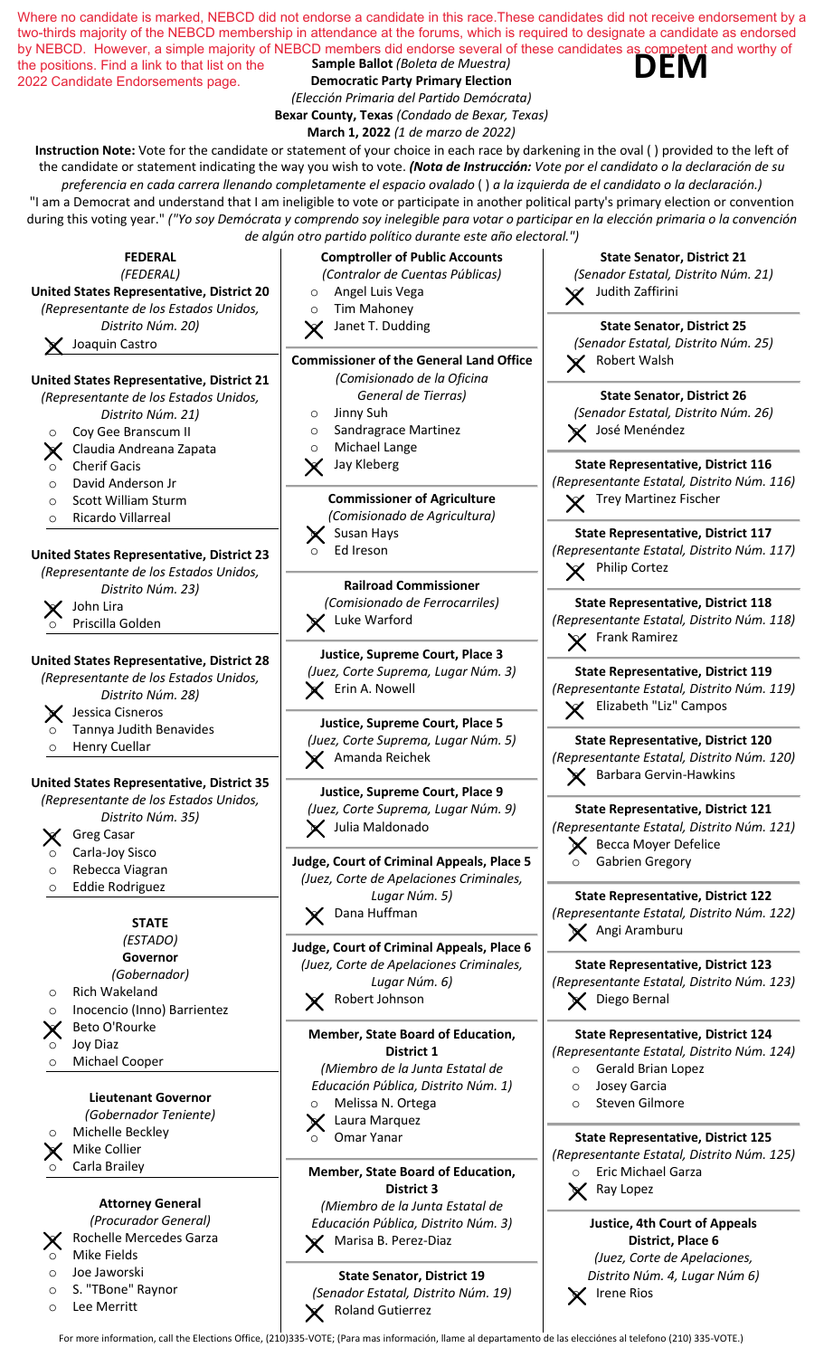Where no candidate is marked, NEBCD did not endorse a candidate in this race. These candidates did not receive endorsement by a two-thirds majority of the NEBCD membership in attendance at the forums, which is required to designate a candidate as endorsed by NEBCD. However, a simple majority of NEBCD members did endorse several of these candidates as competent and worthy of the positions. Find a link to that list on the 2022 Candidate Endorsements page.

**DEM**

**Sample Ballot** *(Boleta de Muestra)*
**Democratic Party Primary Election**
*(Elección Primaria del Partido Demócrata)*
**Bexar County, Texas** *(Condado de Bexar, Texas)*
**March 1, 2022** *(1 de marzo de 2022)*

**Instruction Note:** Vote for the candidate or statement of your choice in each race by darkening in the oval ( ) provided to the left of the candidate or statement indicating the way you wish to vote. ***(Nota de Instrucción:** Vote por el candidato o la declaración de su preferencia en cada carrera llenando completamente el espacio ovalado ( ) a la izquierda de el candidato o la declaración.)*

"I am a Democrat and understand that I am ineligible to vote or participate in another political party's primary election or convention during this voting year." *("Yo soy Demócrata y comprendo soy inelegible para votar o participar en la elección primaria o la convención de algún otro partido político durante este año electoral.")*

## FEDERAL
*(FEDERAL)*

**United States Representative, District 20**
*(Representante de los Estados Unidos, Distrito Núm. 20)*
- X Joaquin Castro

**United States Representative, District 21**
*(Representante de los Estados Unidos, Distrito Núm. 21)*
- ○ Coy Gee Branscum II
- X Claudia Andreana Zapata
- ○ Cherif Gacis
- ○ David Anderson Jr
- ○ Scott William Sturm
- ○ Ricardo Villarreal

**United States Representative, District 23**
*(Representante de los Estados Unidos, Distrito Núm. 23)*
- X John Lira
- ○ Priscilla Golden

**United States Representative, District 28**
*(Representante de los Estados Unidos, Distrito Núm. 28)*
- X Jessica Cisneros
- ○ Tannya Judith Benavides
- ○ Henry Cuellar

**United States Representative, District 35**
*(Representante de los Estados Unidos, Distrito Núm. 35)*
- X Greg Casar
- ○ Carla-Joy Sisco
- ○ Rebecca Viagran
- ○ Eddie Rodriguez

## STATE
*(ESTADO)*

**Governor**
*(Gobernador)*
- ○ Rich Wakeland
- ○ Inocencio (Inno) Barrientez
- X Beto O'Rourke
- ○ Joy Diaz
- ○ Michael Cooper

**Lieutenant Governor**
*(Gobernador Teniente)*
- ○ Michelle Beckley
- X Mike Collier
- ○ Carla Brailey

**Attorney General**
*(Procurador General)*
- X Rochelle Mercedes Garza
- ○ Mike Fields
- ○ Joe Jaworski
- ○ S. "TBone" Raynor
- ○ Lee Merritt

**Comptroller of Public Accounts**
*(Contralor de Cuentas Públicas)*
- ○ Angel Luis Vega
- ○ Tim Mahoney
- X Janet T. Dudding

**Commissioner of the General Land Office**
*(Comisionado de la Oficina General de Tierras)*
- ○ Jinny Suh
- ○ Sandragrace Martinez
- ○ Michael Lange
- X Jay Kleberg

**Commissioner of Agriculture**
*(Comisionado de Agricultura)*
- X Susan Hays
- ○ Ed Ireson

**Railroad Commissioner**
*(Comisionado de Ferrocarriles)*
- X Luke Warford

**Justice, Supreme Court, Place 3**
*(Juez, Corte Suprema, Lugar Núm. 3)*
- X Erin A. Nowell

**Justice, Supreme Court, Place 5**
*(Juez, Corte Suprema, Lugar Núm. 5)*
- X Amanda Reichek

**Justice, Supreme Court, Place 9**
*(Juez, Corte Suprema, Lugar Núm. 9)*
- X Julia Maldonado

**Judge, Court of Criminal Appeals, Place 5**
*(Juez, Corte de Apelaciones Criminales, Lugar Núm. 5)*
- X Dana Huffman

**Judge, Court of Criminal Appeals, Place 6**
*(Juez, Corte de Apelaciones Criminales, Lugar Núm. 6)*
- X Robert Johnson

**Member, State Board of Education, District 1**
*(Miembro de la Junta Estatal de Educación Pública, Distrito Núm. 1)*
- ○ Melissa N. Ortega
- X Laura Marquez
- ○ Omar Yanar

**Member, State Board of Education, District 3**
*(Miembro de la Junta Estatal de Educación Pública, Distrito Núm. 3)*
- X Marisa B. Perez-Diaz

**State Senator, District 19**
*(Senador Estatal, Distrito Núm. 19)*
- X Roland Gutierrez

**State Senator, District 21**
*(Senador Estatal, Distrito Núm. 21)*
- X Judith Zaffirini

**State Senator, District 25**
*(Senador Estatal, Distrito Núm. 25)*
- X Robert Walsh

**State Senator, District 26**
*(Senador Estatal, Distrito Núm. 26)*
- X José Menéndez

**State Representative, District 116**
*(Representante Estatal, Distrito Núm. 116)*
- X Trey Martinez Fischer

**State Representative, District 117**
*(Representante Estatal, Distrito Núm. 117)*
- X Philip Cortez

**State Representative, District 118**
*(Representante Estatal, Distrito Núm. 118)*
- X Frank Ramirez

**State Representative, District 119**
*(Representante Estatal, Distrito Núm. 119)*
- X Elizabeth "Liz" Campos

**State Representative, District 120**
*(Representante Estatal, Distrito Núm. 120)*
- X Barbara Gervin-Hawkins

**State Representative, District 121**
*(Representante Estatal, Distrito Núm. 121)*
- X Becca Moyer Defelice
- ○ Gabrien Gregory

**State Representative, District 122**
*(Representante Estatal, Distrito Núm. 122)*
- X Angi Aramburu

**State Representative, District 123**
*(Representante Estatal, Distrito Núm. 123)*
- X Diego Bernal

**State Representative, District 124**
*(Representante Estatal, Distrito Núm. 124)*
- ○ Gerald Brian Lopez
- ○ Josey Garcia
- ○ Steven Gilmore

**State Representative, District 125**
*(Representante Estatal, Distrito Núm. 125)*
- ○ Eric Michael Garza
- X Ray Lopez

**Justice, 4th Court of Appeals District, Place 6**
*(Juez, Corte de Apelaciones, Distrito Núm. 4, Lugar Núm 6)*
- X Irene Rios

For more information, call the Elections Office, (210)335-VOTE; (Para mas información, llame al departamento de las elecciónes al telefono (210) 335-VOTE.)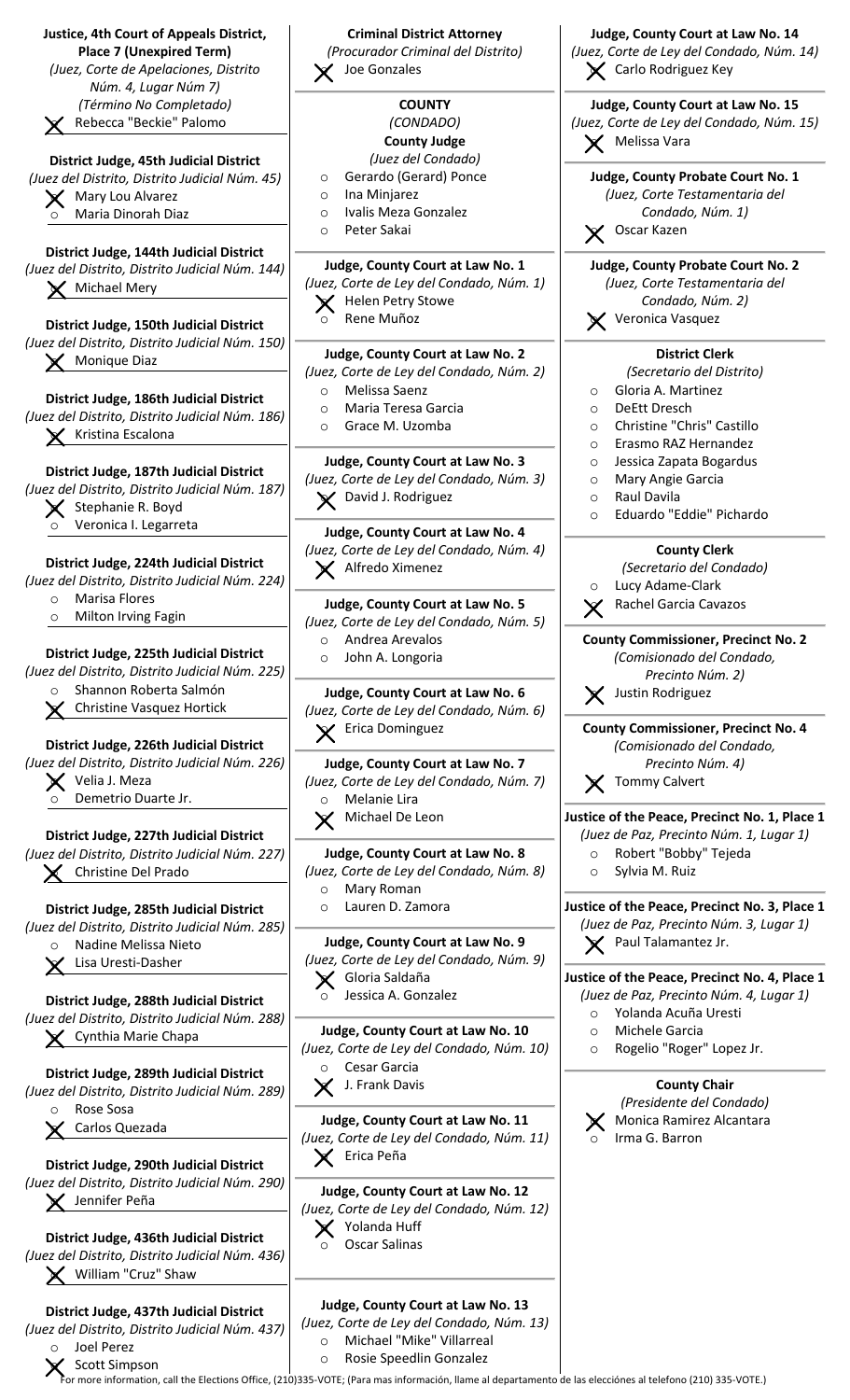**Justice, 4th Court of Appeals District, Place 7 (Unexpired Term)**
*(Juez, Corte de Apelaciones, Distrito Núm. 4, Lugar Núm 7) (Término No Completado)*
- X Rebecca "Beckie" Palomo

**District Judge, 45th Judicial District**
*(Juez del Distrito, Distrito Judicial Núm. 45)*
- X Mary Lou Alvarez
- ○ Maria Dinorah Diaz

**District Judge, 144th Judicial District**
*(Juez del Distrito, Distrito Judicial Núm. 144)*
- X Michael Mery

**District Judge, 150th Judicial District**
*(Juez del Distrito, Distrito Judicial Núm. 150)*
- X Monique Diaz

**District Judge, 186th Judicial District**
*(Juez del Distrito, Distrito Judicial Núm. 186)*
- X Kristina Escalona

**District Judge, 187th Judicial District**
*(Juez del Distrito, Distrito Judicial Núm. 187)*
- X Stephanie R. Boyd
- ○ Veronica I. Legarreta

**District Judge, 224th Judicial District**
*(Juez del Distrito, Distrito Judicial Núm. 224)*
- ○ Marisa Flores
- ○ Milton Irving Fagin

**District Judge, 225th Judicial District**
*(Juez del Distrito, Distrito Judicial Núm. 225)*
- ○ Shannon Roberta Salmón
- X Christine Vasquez Hortick

**District Judge, 226th Judicial District**
*(Juez del Distrito, Distrito Judicial Núm. 226)*
- X Velia J. Meza
- ○ Demetrio Duarte Jr.

**District Judge, 227th Judicial District**
*(Juez del Distrito, Distrito Judicial Núm. 227)*
- X Christine Del Prado

**District Judge, 285th Judicial District**
*(Juez del Distrito, Distrito Judicial Núm. 285)*
- ○ Nadine Melissa Nieto
- X Lisa Uresti-Dasher

**District Judge, 288th Judicial District**
*(Juez del Distrito, Distrito Judicial Núm. 288)*
- X Cynthia Marie Chapa

**District Judge, 289th Judicial District**
*(Juez del Distrito, Distrito Judicial Núm. 289)*
- ○ Rose Sosa
- X Carlos Quezada

**District Judge, 290th Judicial District**
*(Juez del Distrito, Distrito Judicial Núm. 290)*
- X Jennifer Peña

**District Judge, 436th Judicial District**
*(Juez del Distrito, Distrito Judicial Núm. 436)*
- X William "Cruz" Shaw

**District Judge, 437th Judicial District**
*(Juez del Distrito, Distrito Judicial Núm. 437)*
- ○ Joel Perez
- X Scott Simpson

**Criminal District Attorney**
*(Procurador Criminal del Distrito)*
- X Joe Gonzales

**COUNTY**
*(CONDADO)*

**County Judge**
*(Juez del Condado)*
- ○ Gerardo (Gerard) Ponce
- ○ Ina Minjarez
- ○ Ivalis Meza Gonzalez
- ○ Peter Sakai

**Judge, County Court at Law No. 1**
*(Juez, Corte de Ley del Condado, Núm. 1)*
- X Helen Petry Stowe
- ○ Rene Muñoz

**Judge, County Court at Law No. 2**
*(Juez, Corte de Ley del Condado, Núm. 2)*
- ○ Melissa Saenz
- ○ Maria Teresa Garcia
- ○ Grace M. Uzomba

**Judge, County Court at Law No. 3**
*(Juez, Corte de Ley del Condado, Núm. 3)*
- X David J. Rodriguez

**Judge, County Court at Law No. 4**
*(Juez, Corte de Ley del Condado, Núm. 4)*
- X Alfredo Ximenez

**Judge, County Court at Law No. 5**
*(Juez, Corte de Ley del Condado, Núm. 5)*
- ○ Andrea Arevalos
- ○ John A. Longoria

**Judge, County Court at Law No. 6**
*(Juez, Corte de Ley del Condado, Núm. 6)*
- X Erica Dominguez

**Judge, County Court at Law No. 7**
*(Juez, Corte de Ley del Condado, Núm. 7)*
- ○ Melanie Lira
- X Michael De Leon

**Judge, County Court at Law No. 8**
*(Juez, Corte de Ley del Condado, Núm. 8)*
- ○ Mary Roman
- ○ Lauren D. Zamora

**Judge, County Court at Law No. 9**
*(Juez, Corte de Ley del Condado, Núm. 9)*
- X Gloria Saldaña
- ○ Jessica A. Gonzalez

**Judge, County Court at Law No. 10**
*(Juez, Corte de Ley del Condado, Núm. 10)*
- ○ Cesar Garcia
- X J. Frank Davis

**Judge, County Court at Law No. 11**
*(Juez, Corte de Ley del Condado, Núm. 11)*
- X Erica Peña

**Judge, County Court at Law No. 12**
*(Juez, Corte de Ley del Condado, Núm. 12)*
- X Yolanda Huff
- ○ Oscar Salinas

**Judge, County Court at Law No. 13**
*(Juez, Corte de Ley del Condado, Núm. 13)*
- ○ Michael "Mike" Villarreal
- ○ Rosie Speedlin Gonzalez

**Judge, County Court at Law No. 14**
*(Juez, Corte de Ley del Condado, Núm. 14)*
- X Carlo Rodriguez Key

**Judge, County Court at Law No. 15**
*(Juez, Corte de Ley del Condado, Núm. 15)*
- X Melissa Vara

**Judge, County Probate Court No. 1**
*(Juez, Corte Testamentaria del Condado, Núm. 1)*
- X Oscar Kazen

**Judge, County Probate Court No. 2**
*(Juez, Corte Testamentaria del Condado, Núm. 2)*
- X Veronica Vasquez

**District Clerk**
*(Secretario del Distrito)*
- ○ Gloria A. Martinez
- ○ DeEtt Dresch
- ○ Christine "Chris" Castillo
- ○ Erasmo RAZ Hernandez
- ○ Jessica Zapata Bogardus
- ○ Mary Angie Garcia
- ○ Raul Davila
- ○ Eduardo "Eddie" Pichardo

**County Clerk**
*(Secretario del Condado)*
- ○ Lucy Adame-Clark
- X Rachel Garcia Cavazos

**County Commissioner, Precinct No. 2**
*(Comisionado del Condado, Precinto Núm. 2)*
- X Justin Rodriguez

**County Commissioner, Precinct No. 4**
*(Comisionado del Condado, Precinto Núm. 4)*
- X Tommy Calvert

**Justice of the Peace, Precinct No. 1, Place 1**
*(Juez de Paz, Precinto Núm. 1, Lugar 1)*
- ○ Robert "Bobby" Tejeda
- ○ Sylvia M. Ruiz

**Justice of the Peace, Precinct No. 3, Place 1**
*(Juez de Paz, Precinto Núm. 3, Lugar 1)*
- X Paul Talamantez Jr.

**Justice of the Peace, Precinct No. 4, Place 1**
*(Juez de Paz, Precinto Núm. 4, Lugar 1)*
- ○ Yolanda Acuña Uresti
- ○ Michele Garcia
- ○ Rogelio "Roger" Lopez Jr.

**County Chair**
*(Presidente del Condado)*
- X Monica Ramirez Alcantara
- ○ Irma G. Barron

For more information, call the Elections Office, (210)335-VOTE; (Para mas información, llame al departamento de las elecciónes al telefono (210) 335-VOTE.)